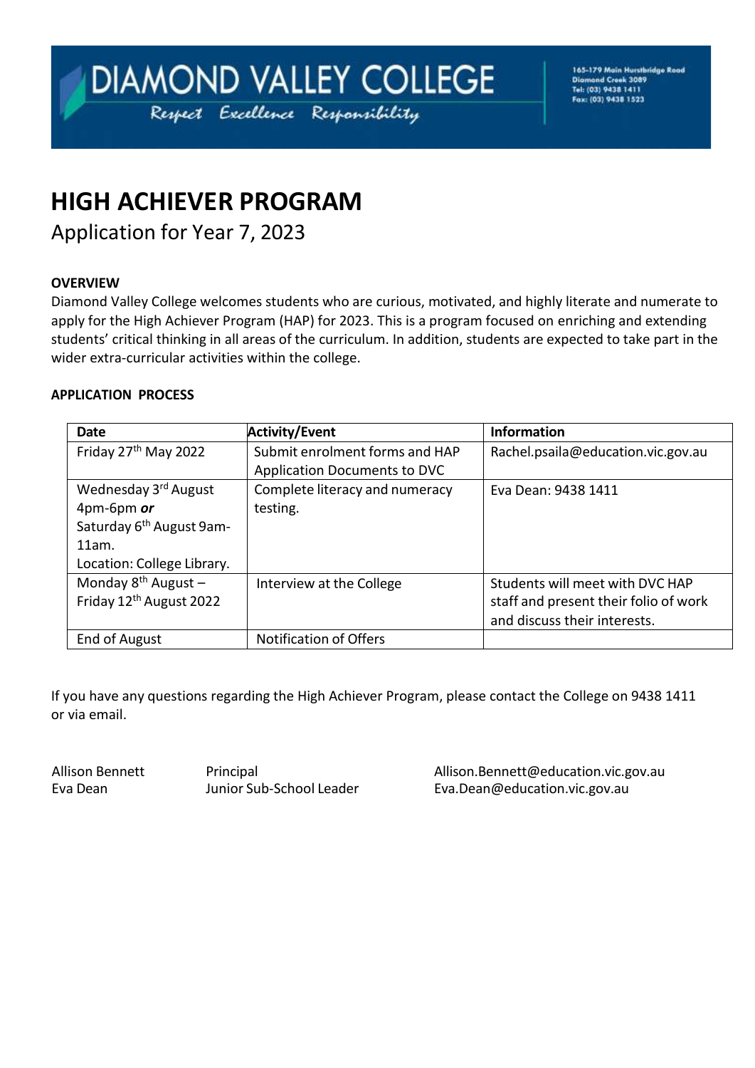# DIAMOND VALLEY COLLEGE

Respect Excellence Responsibility

165-179 Main Hurstbridge Road
Diamond Creek 3089
Tel: (03) 9438 1411
Fax: (03) 9438 1523

# HIGH ACHIEVER PROGRAM

## Application for Year 7, 2023

**OVERVIEW**

Diamond Valley College welcomes students who are curious, motivated, and highly literate and numerate to apply for the High Achiever Program (HAP) for 2023. This is a program focused on enriching and extending students' critical thinking in all areas of the curriculum. In addition, students are expected to take part in the wider extra-curricular activities within the college.

**APPLICATION PROCESS**

| Date | Activity/Event | Information |
|---|---|---|
| Friday 27th May 2022 | Submit enrolment forms and HAP Application Documents to DVC | Rachel.psaila@education.vic.gov.au |
| Wednesday 3rd August 4pm-6pm ***or*** Saturday 6th August 9am-11am. Location: College Library. | Complete literacy and numeracy testing. | Eva Dean: 9438 1411 |
| Monday 8th August – Friday 12th August 2022 | Interview at the College | Students will meet with DVC HAP staff and present their folio of work and discuss their interests. |
| End of August | Notification of Offers | |

If you have any questions regarding the High Achiever Program, please contact the College on 9438 1411 or via email.

| | | |
|---|---|---|
| Allison Bennett | Principal | Allison.Bennett@education.vic.gov.au |
| Eva Dean | Junior Sub-School Leader | Eva.Dean@education.vic.gov.au |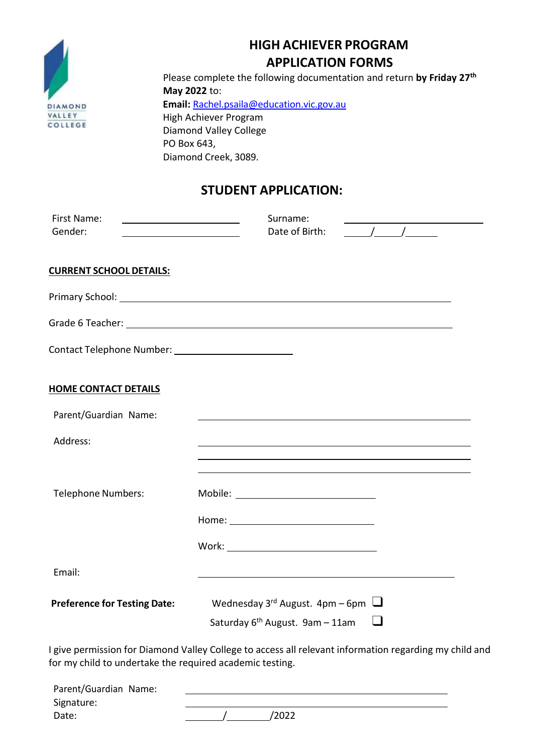DIAMOND VALLEY COLLEGE

# HIGH ACHIEVER PROGRAM
# APPLICATION FORMS

Please complete the following documentation and return **by Friday 27th May 2022** to:

**Email:** Rachel.psaila@education.vic.gov.au
High Achiever Program
Diamond Valley College
PO Box 643,
Diamond Creek, 3089.

## STUDENT APPLICATION:

First Name: ______________________ Surname: ______________________
Gender: ______________________ Date of Birth: _____/_____/______

**CURRENT SCHOOL DETAILS:**

Primary School: ____________________________________________

Grade 6 Teacher: ____________________________________________

Contact Telephone Number: ______________________

**HOME CONTACT DETAILS**

Parent/Guardian Name: ____________________________________________

Address: ____________________________________________
____________________________________________
____________________________________________

Telephone Numbers: Mobile: ______________________

Home: ______________________

Work: ______________________

Email: ____________________________________________

**Preference for Testing Date:**
- Wednesday 3rd August. 4pm – 6pm ☐
- Saturday 6th August. 9am – 11am ☐

I give permission for Diamond Valley College to access all relevant information regarding my child and for my child to undertake the required academic testing.

Parent/Guardian Name: ____________________________________________
Signature: ____________________________________________
Date: _______/________/2022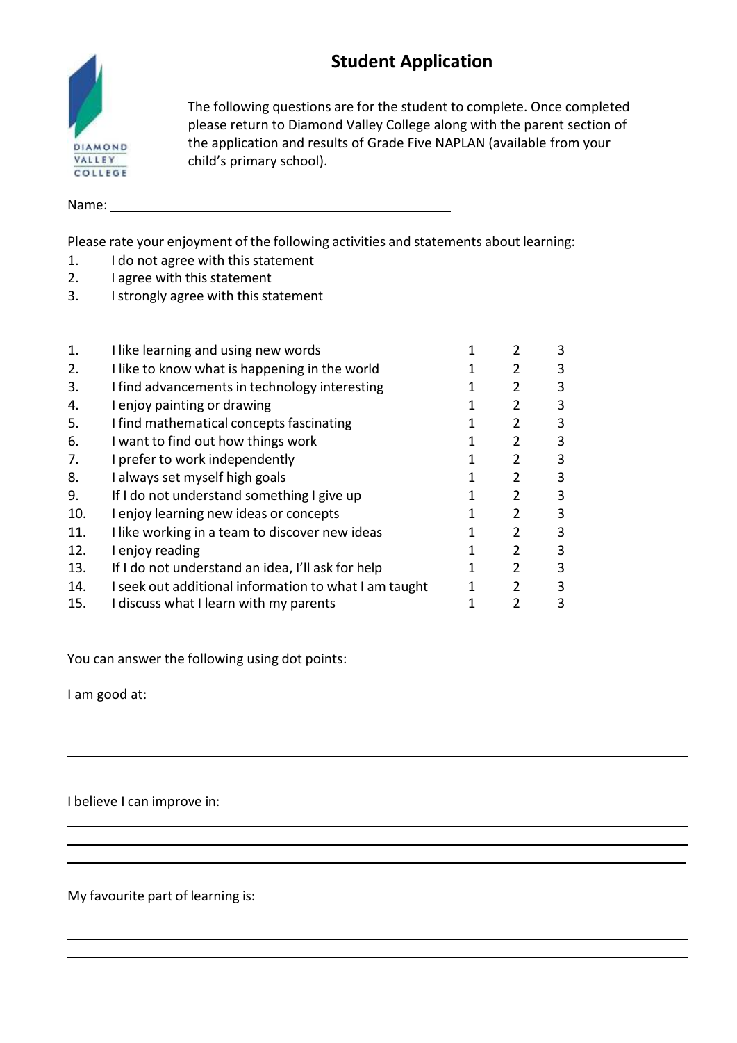# Student Application

The following questions are for the student to complete. Once completed please return to Diamond Valley College along with the parent section of the application and results of Grade Five NAPLAN (available from your child's primary school).

Name: ______________________________

Please rate your enjoyment of the following activities and statements about learning:

1. I do not agree with this statement
2. I agree with this statement
3. I strongly agree with this statement

| | | | | |
|---|---|---|---|---|
| 1. | I like learning and using new words | 1 | 2 | 3 |
| 2. | I like to know what is happening in the world | 1 | 2 | 3 |
| 3. | I find advancements in technology interesting | 1 | 2 | 3 |
| 4. | I enjoy painting or drawing | 1 | 2 | 3 |
| 5. | I find mathematical concepts fascinating | 1 | 2 | 3 |
| 6. | I want to find out how things work | 1 | 2 | 3 |
| 7. | I prefer to work independently | 1 | 2 | 3 |
| 8. | I always set myself high goals | 1 | 2 | 3 |
| 9. | If I do not understand something I give up | 1 | 2 | 3 |
| 10. | I enjoy learning new ideas or concepts | 1 | 2 | 3 |
| 11. | I like working in a team to discover new ideas | 1 | 2 | 3 |
| 12. | I enjoy reading | 1 | 2 | 3 |
| 13. | If I do not understand an idea, I'll ask for help | 1 | 2 | 3 |
| 14. | I seek out additional information to what I am taught | 1 | 2 | 3 |
| 15. | I discuss what I learn with my parents | 1 | 2 | 3 |

You can answer the following using dot points:

I am good at:

______________________________

______________________________

______________________________

I believe I can improve in:

______________________________

______________________________

______________________________

My favourite part of learning is:

______________________________

______________________________

______________________________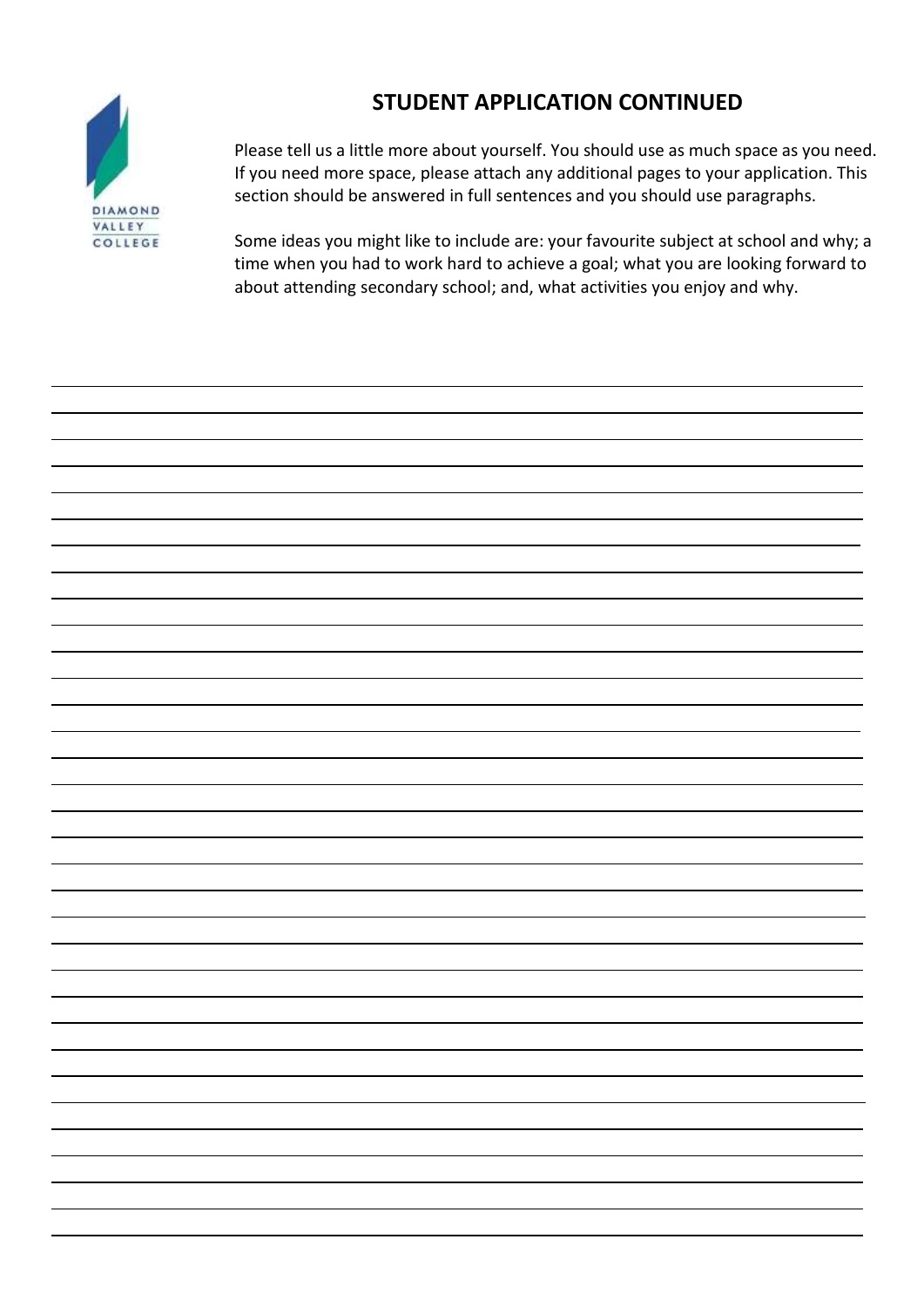## STUDENT APPLICATION CONTINUED

Please tell us a little more about yourself. You should use as much space as you need. If you need more space, please attach any additional pages to your application. This section should be answered in full sentences and you should use paragraphs.

Some ideas you might like to include are: your favourite subject at school and why; a time when you had to work hard to achieve a goal; what you are looking forward to about attending secondary school; and, what activities you enjoy and why.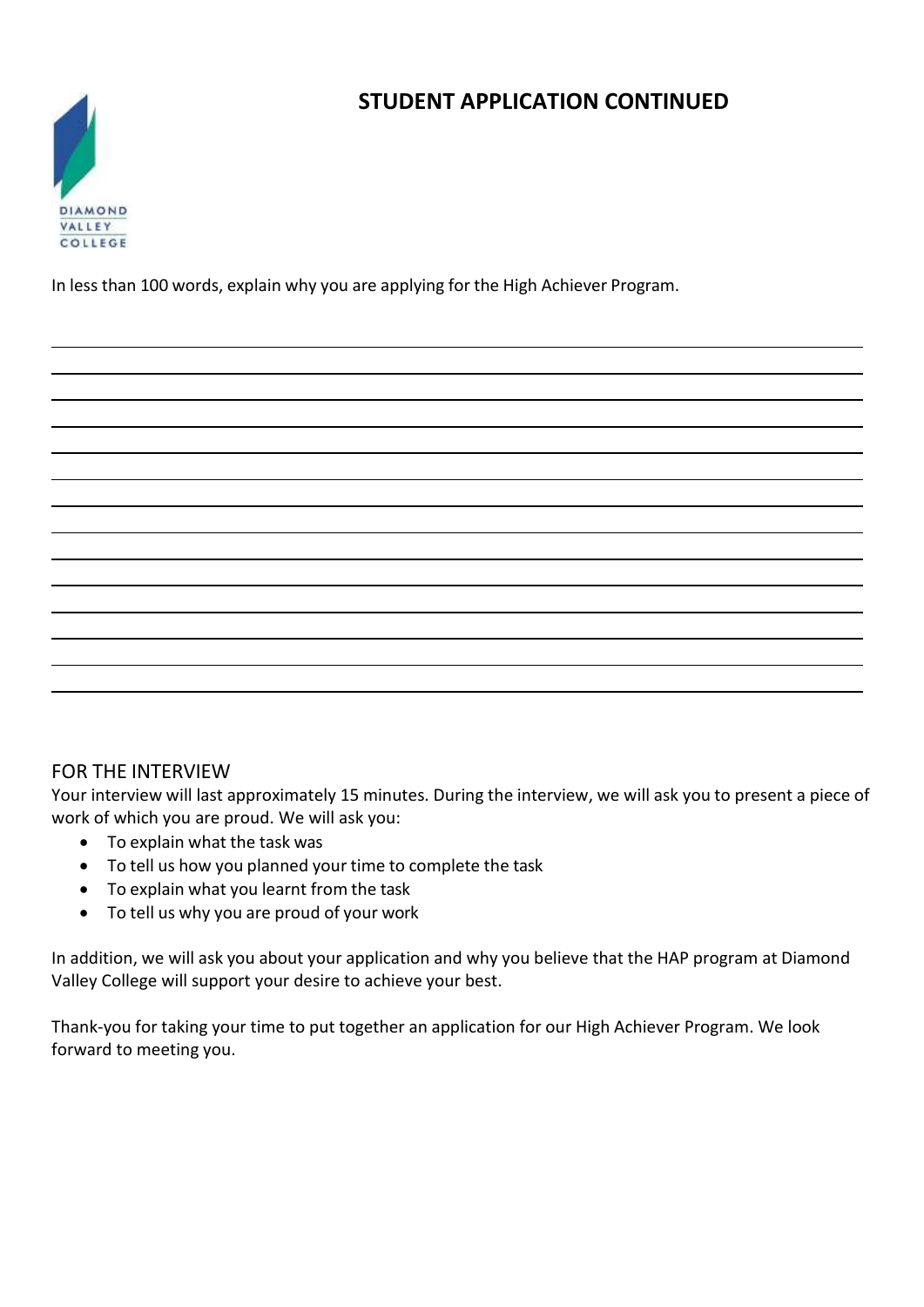## STUDENT APPLICATION CONTINUED

In less than 100 words, explain why you are applying for the High Achiever Program.

### FOR THE INTERVIEW

Your interview will last approximately 15 minutes. During the interview, we will ask you to present a piece of work of which you are proud. We will ask you:

- To explain what the task was
- To tell us how you planned your time to complete the task
- To explain what you learnt from the task
- To tell us why you are proud of your work

In addition, we will ask you about your application and why you believe that the HAP program at Diamond Valley College will support your desire to achieve your best.

Thank-you for taking your time to put together an application for our High Achiever Program. We look forward to meeting you.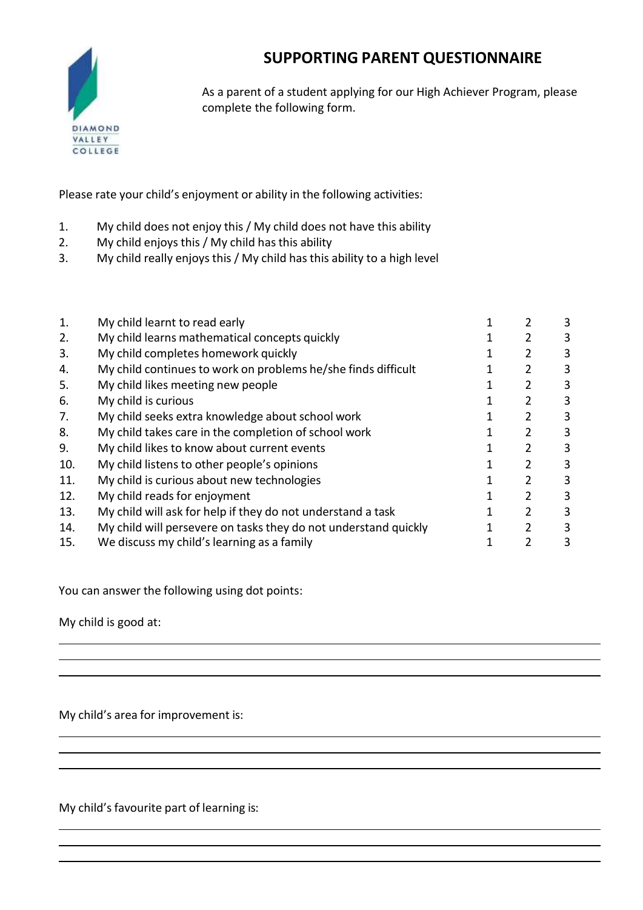# SUPPORTING PARENT QUESTIONNAIRE

DIAMOND VALLEY COLLEGE

As a parent of a student applying for our High Achiever Program, please complete the following form.

Please rate your child's enjoyment or ability in the following activities:

1. My child does not enjoy this / My child does not have this ability
2. My child enjoys this / My child has this ability
3. My child really enjoys this / My child has this ability to a high level

| | | | | |
|---|---|---|---|---|
| 1. | My child learnt to read early | 1 | 2 | 3 |
| 2. | My child learns mathematical concepts quickly | 1 | 2 | 3 |
| 3. | My child completes homework quickly | 1 | 2 | 3 |
| 4. | My child continues to work on problems he/she finds difficult | 1 | 2 | 3 |
| 5. | My child likes meeting new people | 1 | 2 | 3 |
| 6. | My child is curious | 1 | 2 | 3 |
| 7. | My child seeks extra knowledge about school work | 1 | 2 | 3 |
| 8. | My child takes care in the completion of school work | 1 | 2 | 3 |
| 9. | My child likes to know about current events | 1 | 2 | 3 |
| 10. | My child listens to other people's opinions | 1 | 2 | 3 |
| 11. | My child is curious about new technologies | 1 | 2 | 3 |
| 12. | My child reads for enjoyment | 1 | 2 | 3 |
| 13. | My child will ask for help if they do not understand a task | 1 | 2 | 3 |
| 14. | My child will persevere on tasks they do not understand quickly | 1 | 2 | 3 |
| 15. | We discuss my child's learning as a family | 1 | 2 | 3 |

You can answer the following using dot points:

My child is good at:

______________________________________________

______________________________________________

______________________________________________

My child's area for improvement is:

______________________________________________

______________________________________________

______________________________________________

My child's favourite part of learning is:

______________________________________________

______________________________________________

______________________________________________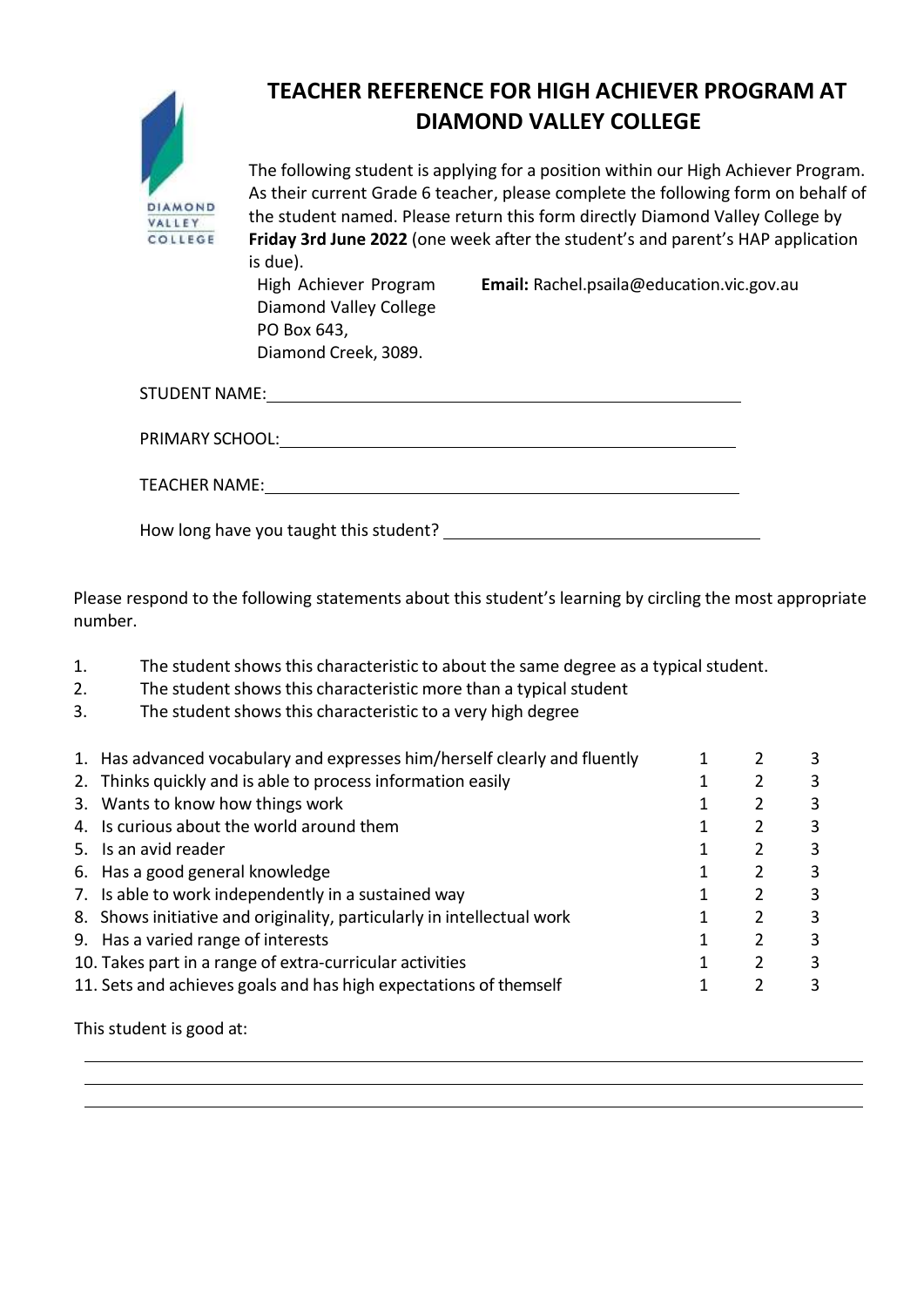# TEACHER REFERENCE FOR HIGH ACHIEVER PROGRAM AT DIAMOND VALLEY COLLEGE

The following student is applying for a position within our High Achiever Program. As their current Grade 6 teacher, please complete the following form on behalf of the student named. Please return this form directly Diamond Valley College by **Friday 3rd June 2022** (one week after the student's and parent's HAP application is due).

High Achiever Program
Diamond Valley College
PO Box 643,
Diamond Creek, 3089.

**Email:** Rachel.psaila@education.vic.gov.au

STUDENT NAME: ______________________________

PRIMARY SCHOOL: ______________________________

TEACHER NAME: ______________________________

How long have you taught this student? ______________________________

Please respond to the following statements about this student's learning by circling the most appropriate number.

1. The student shows this characteristic to about the same degree as a typical student.
2. The student shows this characteristic more than a typical student
3. The student shows this characteristic to a very high degree

| Statement | | | |
|---|---|---|---|
| 1. Has advanced vocabulary and expresses him/herself clearly and fluently | 1 | 2 | 3 |
| 2. Thinks quickly and is able to process information easily | 1 | 2 | 3 |
| 3. Wants to know how things work | 1 | 2 | 3 |
| 4. Is curious about the world around them | 1 | 2 | 3 |
| 5. Is an avid reader | 1 | 2 | 3 |
| 6. Has a good general knowledge | 1 | 2 | 3 |
| 7. Is able to work independently in a sustained way | 1 | 2 | 3 |
| 8. Shows initiative and originality, particularly in intellectual work | 1 | 2 | 3 |
| 9. Has a varied range of interests | 1 | 2 | 3 |
| 10. Takes part in a range of extra-curricular activities | 1 | 2 | 3 |
| 11. Sets and achieves goals and has high expectations of themself | 1 | 2 | 3 |

This student is good at:

______________________________

______________________________

______________________________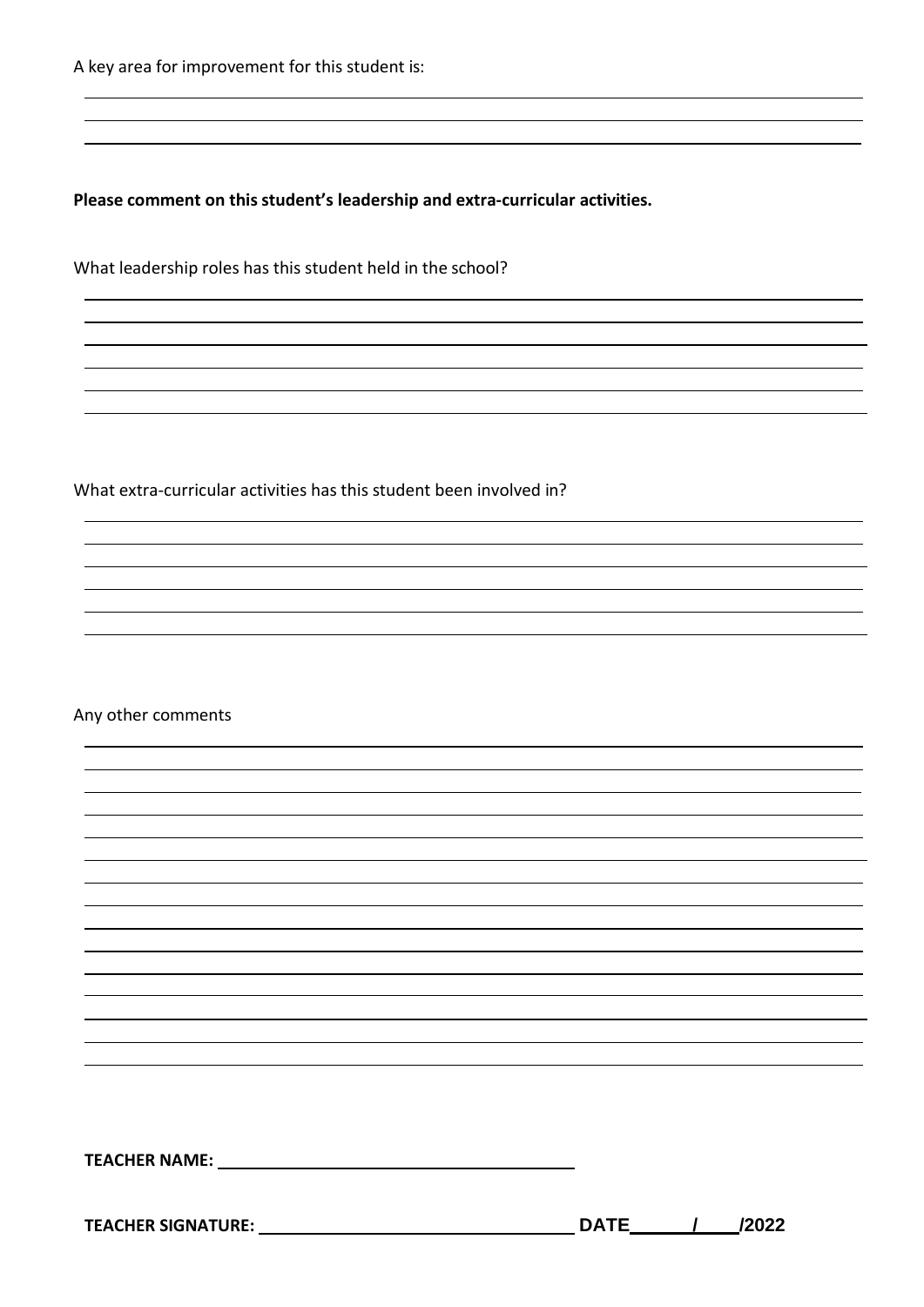A key area for improvement for this student is:

**Please comment on this student's leadership and extra-curricular activities.**

What leadership roles has this student held in the school?

What extra-curricular activities has this student been involved in?

Any other comments

**TEACHER NAME:** ________________________________

**TEACHER SIGNATURE:** ________________________________ **DATE** _____ / ____ /2022